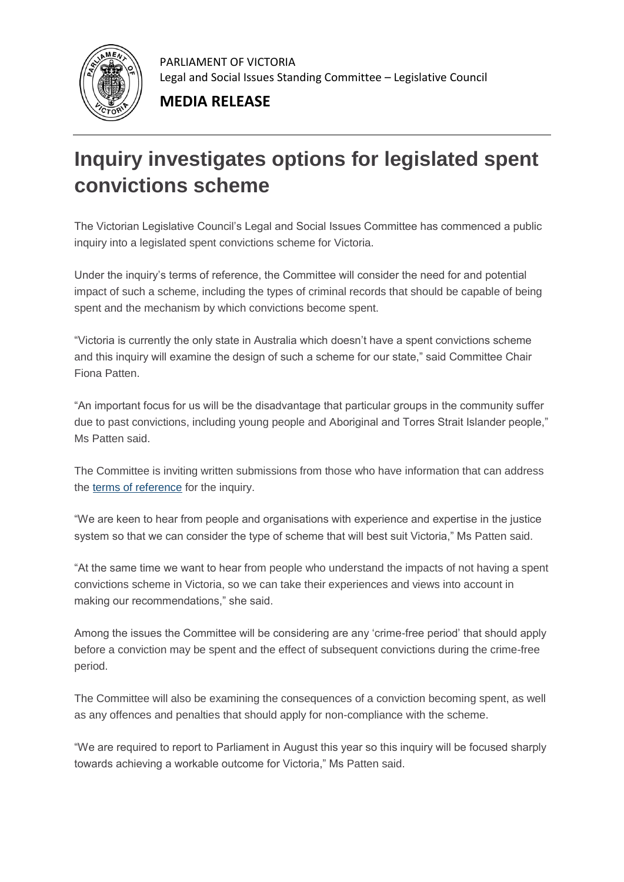PARLIAMENT OF VICTORIA
Legal and Social Issues Standing Committee – Legislative Council

**MEDIA RELEASE**

# Inquiry investigates options for legislated spent convictions scheme

The Victorian Legislative Council's Legal and Social Issues Committee has commenced a public inquiry into a legislated spent convictions scheme for Victoria.

Under the inquiry's terms of reference, the Committee will consider the need for and potential impact of such a scheme, including the types of criminal records that should be capable of being spent and the mechanism by which convictions become spent.

"Victoria is currently the only state in Australia which doesn't have a spent convictions scheme and this inquiry will examine the design of such a scheme for our state," said Committee Chair Fiona Patten.

"An important focus for us will be the disadvantage that particular groups in the community suffer due to past convictions, including young people and Aboriginal and Torres Strait Islander people," Ms Patten said.

The Committee is inviting written submissions from those who have information that can address the terms of reference for the inquiry.

"We are keen to hear from people and organisations with experience and expertise in the justice system so that we can consider the type of scheme that will best suit Victoria," Ms Patten said.

"At the same time we want to hear from people who understand the impacts of not having a spent convictions scheme in Victoria, so we can take their experiences and views into account in making our recommendations," she said.

Among the issues the Committee will be considering are any 'crime-free period' that should apply before a conviction may be spent and the effect of subsequent convictions during the crime-free period.

The Committee will also be examining the consequences of a conviction becoming spent, as well as any offences and penalties that should apply for non-compliance with the scheme.

"We are required to report to Parliament in August this year so this inquiry will be focused sharply towards achieving a workable outcome for Victoria," Ms Patten said.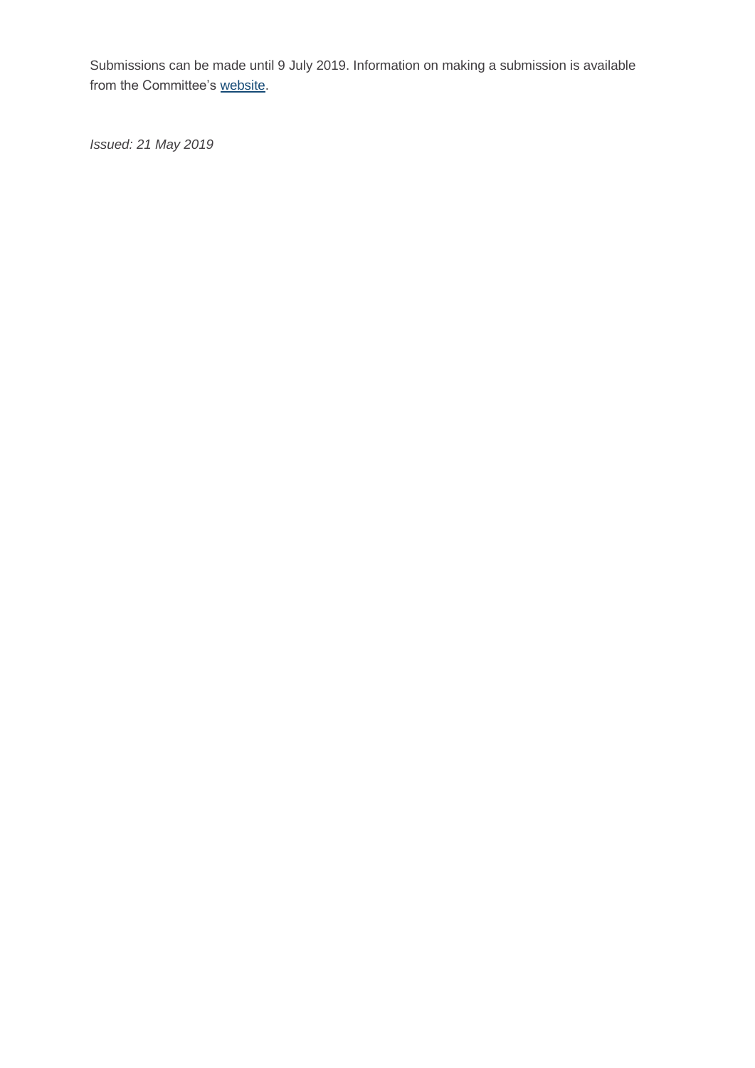Submissions can be made until 9 July 2019. Information on making a submission is available from the Committee's website.

*Issued: 21 May 2019*